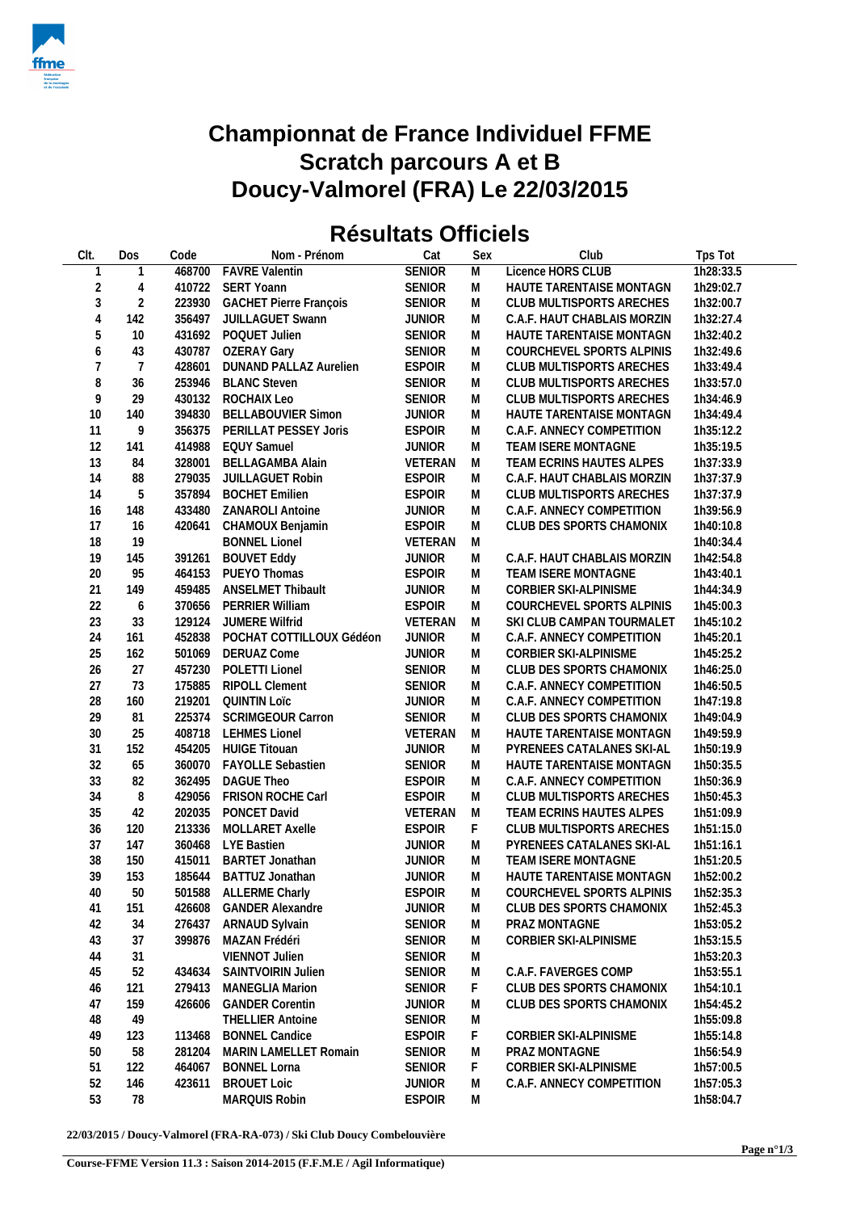# Championnat de France Individuel FFME
# Scratch parcours A et B
# Doucy-Valmorel (FRA) Le 22/03/2015

## Résultats Officiels

| Clt. | Dos | Code | Nom - Prénom | Cat | Sex | Club | Tps Tot |
|---|---|---|---|---|---|---|---|
| 1 | 1 | 468700 | FAVRE Valentin | SENIOR | M | Licence HORS CLUB | 1h28:33.5 |
| 2 | 4 | 410722 | SERT Yoann | SENIOR | M | HAUTE TARENTAISE MONTAGN | 1h29:02.7 |
| 3 | 2 | 223930 | GACHET Pierre François | SENIOR | M | CLUB MULTISPORTS ARECHES | 1h32:00.7 |
| 4 | 142 | 356497 | JUILLAGUET Swann | JUNIOR | M | C.A.F. HAUT CHABLAIS MORZIN | 1h32:27.4 |
| 5 | 10 | 431692 | POQUET Julien | SENIOR | M | HAUTE TARENTAISE MONTAGN | 1h32:40.2 |
| 6 | 43 | 430787 | OZERAY Gary | SENIOR | M | COURCHEVEL SPORTS ALPINIS | 1h32:49.6 |
| 7 | 7 | 428601 | DUNAND PALLAZ Aurelien | ESPOIR | M | CLUB MULTISPORTS ARECHES | 1h33:49.4 |
| 8 | 36 | 253946 | BLANC Steven | SENIOR | M | CLUB MULTISPORTS ARECHES | 1h33:57.0 |
| 9 | 29 | 430132 | ROCHAIX Leo | SENIOR | M | CLUB MULTISPORTS ARECHES | 1h34:46.9 |
| 10 | 140 | 394830 | BELLABOUVIER Simon | JUNIOR | M | HAUTE TARENTAISE MONTAGN | 1h34:49.4 |
| 11 | 9 | 356375 | PERILLAT PESSEY Joris | ESPOIR | M | C.A.F. ANNECY COMPETITION | 1h35:12.2 |
| 12 | 141 | 414988 | EQUY Samuel | JUNIOR | M | TEAM ISERE MONTAGNE | 1h35:19.5 |
| 13 | 84 | 328001 | BELLAGAMBA Alain | VETERAN | M | TEAM ECRINS HAUTES ALPES | 1h37:33.9 |
| 14 | 88 | 279035 | JUILLAGUET Robin | ESPOIR | M | C.A.F. HAUT CHABLAIS MORZIN | 1h37:37.9 |
| 14 | 5 | 357894 | BOCHET Emilien | ESPOIR | M | CLUB MULTISPORTS ARECHES | 1h37:37.9 |
| 16 | 148 | 433480 | ZANAROLI Antoine | JUNIOR | M | C.A.F. ANNECY COMPETITION | 1h39:56.9 |
| 17 | 16 | 420641 | CHAMOUX Benjamin | ESPOIR | M | CLUB DES SPORTS CHAMONIX | 1h40:10.8 |
| 18 | 19 | | BONNEL Lionel | VETERAN | M | | 1h40:34.4 |
| 19 | 145 | 391261 | BOUVET Eddy | JUNIOR | M | C.A.F. HAUT CHABLAIS MORZIN | 1h42:54.8 |
| 20 | 95 | 464153 | PUEYO Thomas | ESPOIR | M | TEAM ISERE MONTAGNE | 1h43:40.1 |
| 21 | 149 | 459485 | ANSELMET Thibault | JUNIOR | M | CORBIER SKI-ALPINISME | 1h44:34.9 |
| 22 | 6 | 370656 | PERRIER William | ESPOIR | M | COURCHEVEL SPORTS ALPINIS | 1h45:00.3 |
| 23 | 33 | 129124 | JUMERE Wilfrid | VETERAN | M | SKI CLUB CAMPAN TOURMALET | 1h45:10.2 |
| 24 | 161 | 452838 | POCHAT COTTILLOUX Gédéon | JUNIOR | M | C.A.F. ANNECY COMPETITION | 1h45:20.1 |
| 25 | 162 | 501069 | DERUAZ Come | JUNIOR | M | CORBIER SKI-ALPINISME | 1h45:25.2 |
| 26 | 27 | 457230 | POLETTI Lionel | SENIOR | M | CLUB DES SPORTS CHAMONIX | 1h46:25.0 |
| 27 | 73 | 175885 | RIPOLL Clement | SENIOR | M | C.A.F. ANNECY COMPETITION | 1h46:50.5 |
| 28 | 160 | 219201 | QUINTIN Loïc | JUNIOR | M | C.A.F. ANNECY COMPETITION | 1h47:19.8 |
| 29 | 81 | 225374 | SCRIMGEOUR Carron | SENIOR | M | CLUB DES SPORTS CHAMONIX | 1h49:04.9 |
| 30 | 25 | 408718 | LEHMES Lionel | VETERAN | M | HAUTE TARENTAISE MONTAGN | 1h49:59.9 |
| 31 | 152 | 454205 | HUIGE Titouan | JUNIOR | M | PYRENEES CATALANES SKI-AL | 1h50:19.9 |
| 32 | 65 | 360070 | FAYOLLE Sebastien | SENIOR | M | HAUTE TARENTAISE MONTAGN | 1h50:35.5 |
| 33 | 82 | 362495 | DAGUE Theo | ESPOIR | M | C.A.F. ANNECY COMPETITION | 1h50:36.9 |
| 34 | 8 | 429056 | FRISON ROCHE Carl | ESPOIR | M | CLUB MULTISPORTS ARECHES | 1h50:45.3 |
| 35 | 42 | 202035 | PONCET David | VETERAN | M | TEAM ECRINS HAUTES ALPES | 1h51:09.9 |
| 36 | 120 | 213336 | MOLLARET Axelle | ESPOIR | F | CLUB MULTISPORTS ARECHES | 1h51:15.0 |
| 37 | 147 | 360468 | LYE Bastien | JUNIOR | M | PYRENEES CATALANES SKI-AL | 1h51:16.1 |
| 38 | 150 | 415011 | BARTET Jonathan | JUNIOR | M | TEAM ISERE MONTAGNE | 1h51:20.5 |
| 39 | 153 | 185644 | BATTUZ Jonathan | JUNIOR | M | HAUTE TARENTAISE MONTAGN | 1h52:00.2 |
| 40 | 50 | 501588 | ALLERME Charly | ESPOIR | M | COURCHEVEL SPORTS ALPINIS | 1h52:35.3 |
| 41 | 151 | 426608 | GANDER Alexandre | JUNIOR | M | CLUB DES SPORTS CHAMONIX | 1h52:45.3 |
| 42 | 34 | 276437 | ARNAUD Sylvain | SENIOR | M | PRAZ MONTAGNE | 1h53:05.2 |
| 43 | 37 | 399876 | MAZAN Frédéri | SENIOR | M | CORBIER SKI-ALPINISME | 1h53:15.5 |
| 44 | 31 | | VIENNOT Julien | SENIOR | M | | 1h53:20.3 |
| 45 | 52 | 434634 | SAINTVOIRIN Julien | SENIOR | M | C.A.F. FAVERGES COMP | 1h53:55.1 |
| 46 | 121 | 279413 | MANEGLIA Marion | SENIOR | F | CLUB DES SPORTS CHAMONIX | 1h54:10.1 |
| 47 | 159 | 426606 | GANDER Corentin | JUNIOR | M | CLUB DES SPORTS CHAMONIX | 1h54:45.2 |
| 48 | 49 | | THELLIER Antoine | SENIOR | M | | 1h55:09.8 |
| 49 | 123 | 113468 | BONNEL Candice | ESPOIR | F | CORBIER SKI-ALPINISME | 1h55:14.8 |
| 50 | 58 | 281204 | MARIN LAMELLET Romain | SENIOR | M | PRAZ MONTAGNE | 1h56:54.9 |
| 51 | 122 | 464067 | BONNEL Lorna | SENIOR | F | CORBIER SKI-ALPINISME | 1h57:00.5 |
| 52 | 146 | 423611 | BROUET Loic | JUNIOR | M | C.A.F. ANNECY COMPETITION | 1h57:05.3 |
| 53 | 78 | | MARQUIS Robin | ESPOIR | M | | 1h58:04.7 |

22/03/2015 / Doucy-Valmorel (FRA-RA-073) / Ski Club Doucy Combelouvière

Course-FFME Version 11.3 : Saison 2014-2015 (F.F.M.E / Agil Informatique)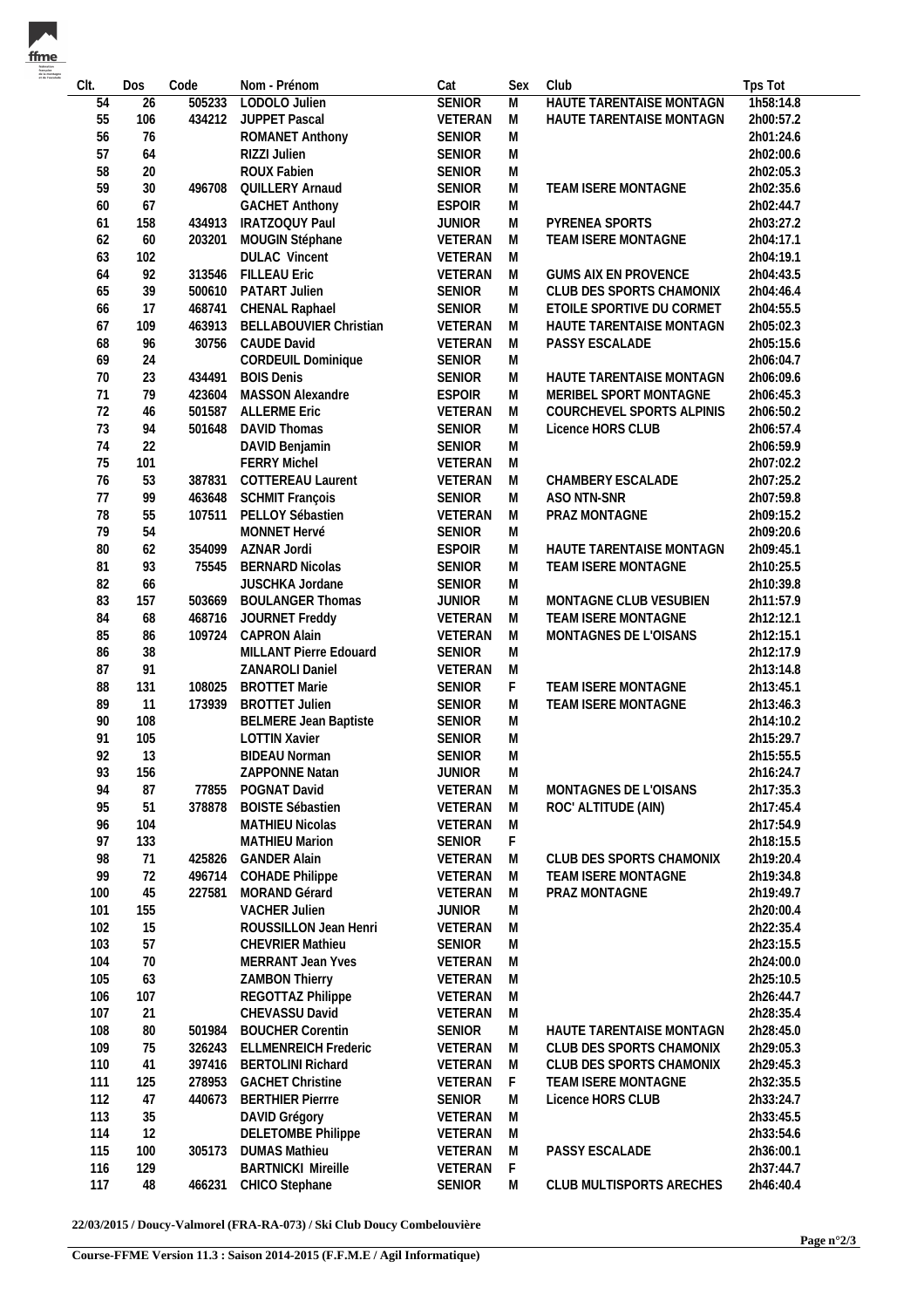| Clt. | Dos | Code | Nom - Prénom | Cat | Sex | Club | Tps Tot |
|---|---|---|---|---|---|---|---|
| 54 | 26 | 505233 | LODOLO Julien | SENIOR | M | HAUTE TARENTAISE MONTAGN | 1h58:14.8 |
| 55 | 106 | 434212 | JUPPET Pascal | VETERAN | M | HAUTE TARENTAISE MONTAGN | 2h00:57.2 |
| 56 | 76 | | ROMANET Anthony | SENIOR | M | | 2h01:24.6 |
| 57 | 64 | | RIZZI Julien | SENIOR | M | | 2h02:00.6 |
| 58 | 20 | | ROUX Fabien | SENIOR | M | | 2h02:05.3 |
| 59 | 30 | 496708 | QUILLERY Arnaud | SENIOR | M | TEAM ISERE MONTAGNE | 2h02:35.6 |
| 60 | 67 | | GACHET Anthony | ESPOIR | M | | 2h02:44.7 |
| 61 | 158 | 434913 | IRATZOQUY Paul | JUNIOR | M | PYRENEA SPORTS | 2h03:27.2 |
| 62 | 60 | 203201 | MOUGIN Stéphane | VETERAN | M | TEAM ISERE MONTAGNE | 2h04:17.1 |
| 63 | 102 | | DULAC Vincent | VETERAN | M | | 2h04:19.1 |
| 64 | 92 | 313546 | FILLEAU Eric | VETERAN | M | GUMS AIX EN PROVENCE | 2h04:43.5 |
| 65 | 39 | 500610 | PATART Julien | SENIOR | M | CLUB DES SPORTS CHAMONIX | 2h04:46.4 |
| 66 | 17 | 468741 | CHENAL Raphael | SENIOR | M | ETOILE SPORTIVE DU CORMET | 2h04:55.5 |
| 67 | 109 | 463913 | BELLABOUVIER Christian | VETERAN | M | HAUTE TARENTAISE MONTAGN | 2h05:02.3 |
| 68 | 96 | 30756 | CAUDE David | VETERAN | M | PASSY ESCALADE | 2h05:15.6 |
| 69 | 24 | | CORDEUIL Dominique | SENIOR | M | | 2h06:04.7 |
| 70 | 23 | 434491 | BOIS Denis | SENIOR | M | HAUTE TARENTAISE MONTAGN | 2h06:09.6 |
| 71 | 79 | 423604 | MASSON Alexandre | ESPOIR | M | MERIBEL SPORT MONTAGNE | 2h06:45.3 |
| 72 | 46 | 501587 | ALLERME Eric | VETERAN | M | COURCHEVEL SPORTS ALPINIS | 2h06:50.2 |
| 73 | 94 | 501648 | DAVID Thomas | SENIOR | M | Licence HORS CLUB | 2h06:57.4 |
| 74 | 22 | | DAVID Benjamin | SENIOR | M | | 2h06:59.9 |
| 75 | 101 | | FERRY Michel | VETERAN | M | | 2h07:02.2 |
| 76 | 53 | 387831 | COTTEREAU Laurent | VETERAN | M | CHAMBERY ESCALADE | 2h07:25.2 |
| 77 | 99 | 463648 | SCHMIT François | SENIOR | M | ASO NTN-SNR | 2h07:59.8 |
| 78 | 55 | 107511 | PELLOY Sébastien | VETERAN | M | PRAZ MONTAGNE | 2h09:15.2 |
| 79 | 54 | | MONNET Hervé | SENIOR | M | | 2h09:20.6 |
| 80 | 62 | 354099 | AZNAR Jordi | ESPOIR | M | HAUTE TARENTAISE MONTAGN | 2h09:45.1 |
| 81 | 93 | 75545 | BERNARD Nicolas | SENIOR | M | TEAM ISERE MONTAGNE | 2h10:25.5 |
| 82 | 66 | | JUSCHKA Jordane | SENIOR | M | | 2h10:39.8 |
| 83 | 157 | 503669 | BOULANGER Thomas | JUNIOR | M | MONTAGNE CLUB VESUBIEN | 2h11:57.9 |
| 84 | 68 | 468716 | JOURNET Freddy | VETERAN | M | TEAM ISERE MONTAGNE | 2h12:12.1 |
| 85 | 86 | 109724 | CAPRON Alain | VETERAN | M | MONTAGNES DE L'OISANS | 2h12:15.1 |
| 86 | 38 | | MILLANT Pierre Edouard | SENIOR | M | | 2h12:17.9 |
| 87 | 91 | | ZANAROLI Daniel | VETERAN | M | | 2h13:14.8 |
| 88 | 131 | 108025 | BROTTET Marie | SENIOR | F | TEAM ISERE MONTAGNE | 2h13:45.1 |
| 89 | 11 | 173939 | BROTTET Julien | SENIOR | M | TEAM ISERE MONTAGNE | 2h13:46.3 |
| 90 | 108 | | BELMERE Jean Baptiste | SENIOR | M | | 2h14:10.2 |
| 91 | 105 | | LOTTIN Xavier | SENIOR | M | | 2h15:29.7 |
| 92 | 13 | | BIDEAU Norman | SENIOR | M | | 2h15:55.5 |
| 93 | 156 | | ZAPPONNE Natan | JUNIOR | M | | 2h16:24.7 |
| 94 | 87 | 77855 | POGNAT David | VETERAN | M | MONTAGNES DE L'OISANS | 2h17:35.3 |
| 95 | 51 | 378878 | BOISTE Sébastien | VETERAN | M | ROC' ALTITUDE (AIN) | 2h17:45.4 |
| 96 | 104 | | MATHIEU Nicolas | VETERAN | M | | 2h17:54.9 |
| 97 | 133 | | MATHIEU Marion | SENIOR | F | | 2h18:15.5 |
| 98 | 71 | 425826 | GANDER Alain | VETERAN | M | CLUB DES SPORTS CHAMONIX | 2h19:20.4 |
| 99 | 72 | 496714 | COHADE Philippe | VETERAN | M | TEAM ISERE MONTAGNE | 2h19:34.8 |
| 100 | 45 | 227581 | MORAND Gérard | VETERAN | M | PRAZ MONTAGNE | 2h19:49.7 |
| 101 | 155 | | VACHER Julien | JUNIOR | M | | 2h20:00.4 |
| 102 | 15 | | ROUSSILLON Jean Henri | VETERAN | M | | 2h22:35.4 |
| 103 | 57 | | CHEVRIER Mathieu | SENIOR | M | | 2h23:15.5 |
| 104 | 70 | | MERRANT Jean Yves | VETERAN | M | | 2h24:00.0 |
| 105 | 63 | | ZAMBON Thierry | VETERAN | M | | 2h25:10.5 |
| 106 | 107 | | REGOTTAZ Philippe | VETERAN | M | | 2h26:44.7 |
| 107 | 21 | | CHEVASSU David | VETERAN | M | | 2h28:35.4 |
| 108 | 80 | 501984 | BOUCHER Corentin | SENIOR | M | HAUTE TARENTAISE MONTAGN | 2h28:45.0 |
| 109 | 75 | 326243 | ELLMENREICH Frederic | VETERAN | M | CLUB DES SPORTS CHAMONIX | 2h29:05.3 |
| 110 | 41 | 397416 | BERTOLINI Richard | VETERAN | M | CLUB DES SPORTS CHAMONIX | 2h29:45.3 |
| 111 | 125 | 278953 | GACHET Christine | VETERAN | F | TEAM ISERE MONTAGNE | 2h32:35.5 |
| 112 | 47 | 440673 | BERTHIER Pierrre | SENIOR | M | Licence HORS CLUB | 2h33:24.7 |
| 113 | 35 | | DAVID Grégory | VETERAN | M | | 2h33:45.5 |
| 114 | 12 | | DELETOMBE Philippe | VETERAN | M | | 2h33:54.6 |
| 115 | 100 | 305173 | DUMAS Mathieu | VETERAN | M | PASSY ESCALADE | 2h36:00.1 |
| 116 | 129 | | BARTNICKI Mireille | VETERAN | F | | 2h37:44.7 |
| 117 | 48 | 466231 | CHICO Stephane | SENIOR | M | CLUB MULTISPORTS ARECHES | 2h46:40.4 |

**22/03/2015 / Doucy-Valmorel (FRA-RA-073) / Ski Club Doucy Combelouvière**

**Course-FFME Version 11.3 : Saison 2014-2015 (F.F.M.E / Agil Informatique)**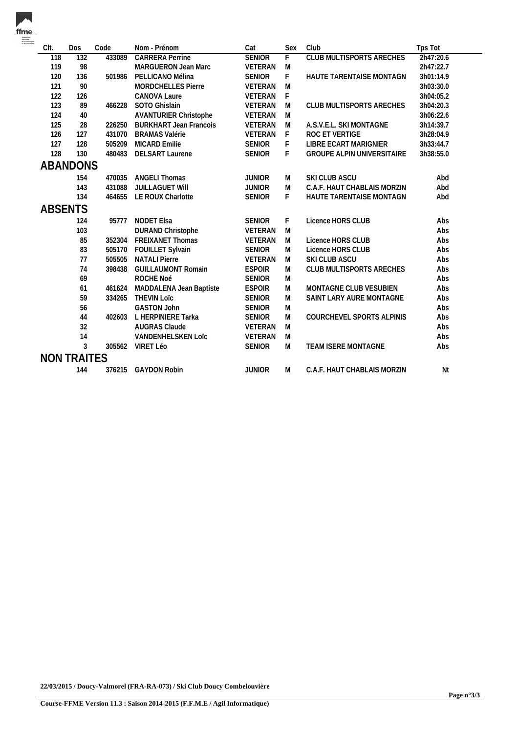| Clt. | Dos | Code | Nom - Prénom | Cat | Sex | Club | Tps Tot |
|---|---|---|---|---|---|---|---|
| 118 | 132 | 433089 | CARRERA Perrine | SENIOR | F | CLUB MULTISPORTS ARECHES | 2h47:20.6 |
| 119 | 98 | | MARGUERON Jean Marc | VETERAN | M | | 2h47:22.7 |
| 120 | 136 | 501986 | PELLICANO Mélina | SENIOR | F | HAUTE TARENTAISE MONTAGN | 3h01:14.9 |
| 121 | 90 | | MORDCHELLES Pierre | VETERAN | M | | 3h03:30.0 |
| 122 | 126 | | CANOVA Laure | VETERAN | F | | 3h04:05.2 |
| 123 | 89 | 466228 | SOTO Ghislain | VETERAN | M | CLUB MULTISPORTS ARECHES | 3h04:20.3 |
| 124 | 40 | | AVANTURIER Christophe | VETERAN | M | | 3h06:22.6 |
| 125 | 28 | 226250 | BURKHART Jean Francois | VETERAN | M | A.S.V.E.L. SKI MONTAGNE | 3h14:39.7 |
| 126 | 127 | 431070 | BRAMAS Valérie | VETERAN | F | ROC ET VERTIGE | 3h28:04.9 |
| 127 | 128 | 505209 | MICARD Emilie | SENIOR | F | LIBRE ECART MARIGNIER | 3h33:44.7 |
| 128 | 130 | 480483 | DELSART Laurene | SENIOR | F | GROUPE ALPIN UNIVERSITAIRE | 3h38:55.0 |

## ABANDONS

| Clt. | Dos | Code | Nom - Prénom | Cat | Sex | Club | Tps Tot |
|---|---|---|---|---|---|---|---|
| | 154 | 470035 | ANGELI Thomas | JUNIOR | M | SKI CLUB ASCU | Abd |
| | 143 | 431088 | JUILLAGUET Will | JUNIOR | M | C.A.F. HAUT CHABLAIS MORZIN | Abd |
| | 134 | 464655 | LE ROUX Charlotte | SENIOR | F | HAUTE TARENTAISE MONTAGN | Abd |

## ABSENTS

| Clt. | Dos | Code | Nom - Prénom | Cat | Sex | Club | Tps Tot |
|---|---|---|---|---|---|---|---|
| | 124 | 95777 | NODET Elsa | SENIOR | F | Licence HORS CLUB | Abs |
| | 103 | | DURAND Christophe | VETERAN | M | | Abs |
| | 85 | 352304 | FREIXANET Thomas | VETERAN | M | Licence HORS CLUB | Abs |
| | 83 | 505170 | FOUILLET Sylvain | SENIOR | M | Licence HORS CLUB | Abs |
| | 77 | 505505 | NATALI Pierre | VETERAN | M | SKI CLUB ASCU | Abs |
| | 74 | 398438 | GUILLAUMONT Romain | ESPOIR | M | CLUB MULTISPORTS ARECHES | Abs |
| | 69 | | ROCHE Noé | SENIOR | M | | Abs |
| | 61 | 461624 | MADDALENA Jean Baptiste | ESPOIR | M | MONTAGNE CLUB VESUBIEN | Abs |
| | 59 | 334265 | THEVIN Loïc | SENIOR | M | SAINT LARY AURE MONTAGNE | Abs |
| | 56 | | GASTON John | SENIOR | M | | Abs |
| | 44 | 402603 | L HERPINIERE Tarka | SENIOR | M | COURCHEVEL SPORTS ALPINIS | Abs |
| | 32 | | AUGRAS Claude | VETERAN | M | | Abs |
| | 14 | | VANDENHELSKEN Loïc | VETERAN | M | | Abs |
| | 3 | 305562 | VIRET Léo | SENIOR | M | TEAM ISERE MONTAGNE | Abs |

## NON TRAITES

| Clt. | Dos | Code | Nom - Prénom | Cat | Sex | Club | Tps Tot |
|---|---|---|---|---|---|---|---|
| | 144 | 376215 | GAYDON Robin | JUNIOR | M | C.A.F. HAUT CHABLAIS MORZIN | Nt |

**22/03/2015 / Doucy-Valmorel (FRA-RA-073) / Ski Club Doucy Combelouvière**

**Course-FFME Version 11.3 : Saison 2014-2015 (F.F.M.E / Agil Informatique)**